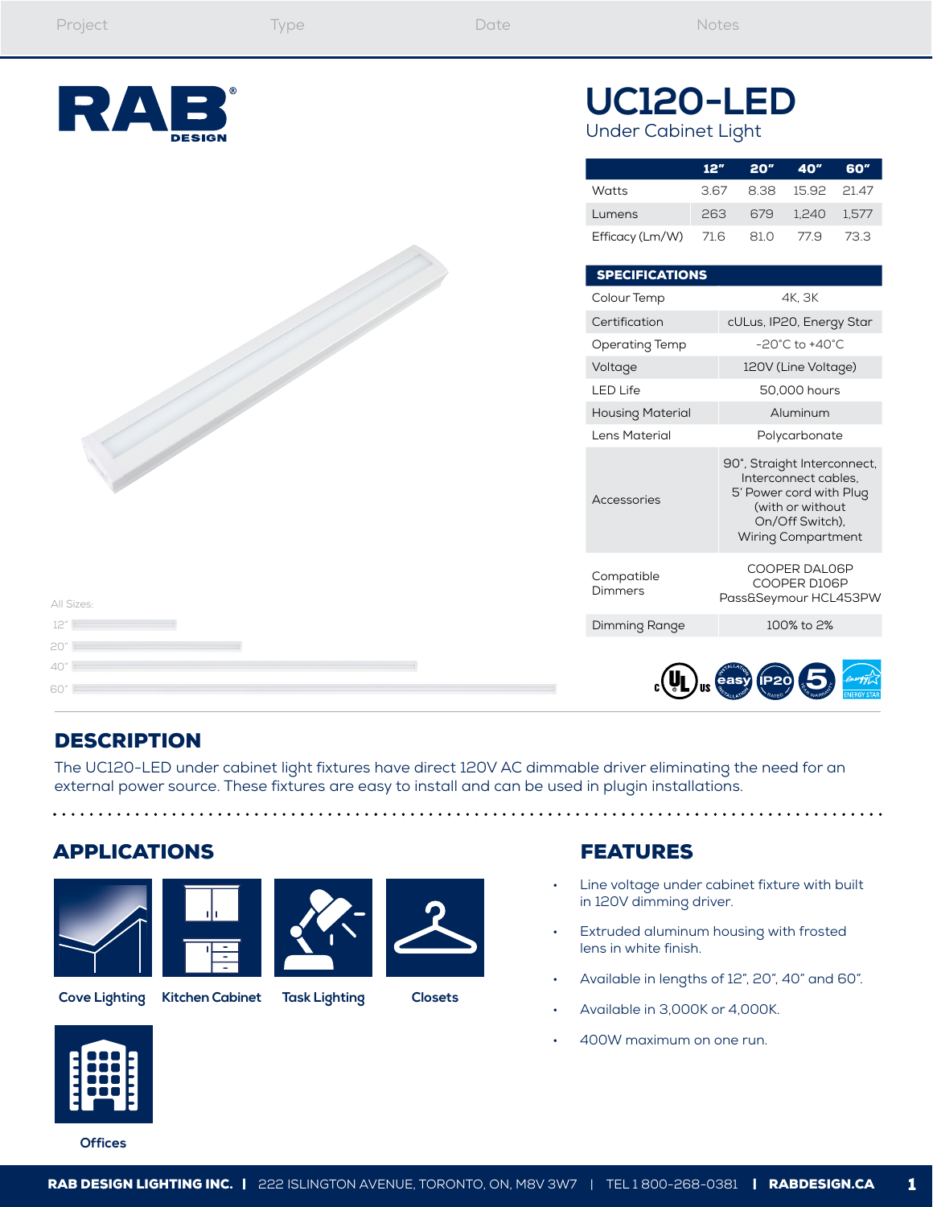| Project | Type | Date | Notes |
| --- | --- | --- | --- |

RAB DESIGN

# UC120-LED

Under Cabinet Light

| | 12" | 20" | 40" | 60" |
| --- | --- | --- | --- | --- |
| Watts | 3.67 | 8.38 | 15.92 | 21.47 |
| Lumens | 263 | 679 | 1,240 | 1,577 |
| Efficacy (Lm/W) | 71.6 | 81.0 | 77.9 | 73.3 |

| SPECIFICATIONS | |
| --- | --- |
| Colour Temp | 4K, 3K |
| Certification | cULus, IP20, Energy Star |
| Operating Temp | -20°C to +40°C |
| Voltage | 120V (Line Voltage) |
| LED Life | 50,000 hours |
| Housing Material | Aluminum |
| Lens Material | Polycarbonate |
| Accessories | 90°, Straight Interconnect, Interconnect cables, 5' Power cord with Plug (with or without On/Off Switch), Wiring Compartment |
| Compatible Dimmers | COOPER DAL06P<br>COOPER D106P<br>Pass&Seymour HCL453PW |
| Dimming Range | 100% to 2% |

All Sizes:

12"

20"

40"

60"

## DESCRIPTION

The UC120-LED under cabinet light fixtures have direct 120V AC dimmable driver eliminating the need for an external power source. These fixtures are easy to install and can be used in plugin installations.

## APPLICATIONS

Cove Lighting

Kitchen Cabinet

Task Lighting

Closets

Offices

## FEATURES

- Line voltage under cabinet fixture with built in 120V dimming driver.
- Extruded aluminum housing with frosted lens in white finish.
- Available in lengths of 12", 20", 40" and 60".
- Available in 3,000K or 4,000K.
- 400W maximum on one run.

**RAB DESIGN LIGHTING INC.** | 222 ISLINGTON AVENUE, TORONTO, ON, M8V 3W7 | TEL 1 800-268-0381 | **RABDESIGN.CA**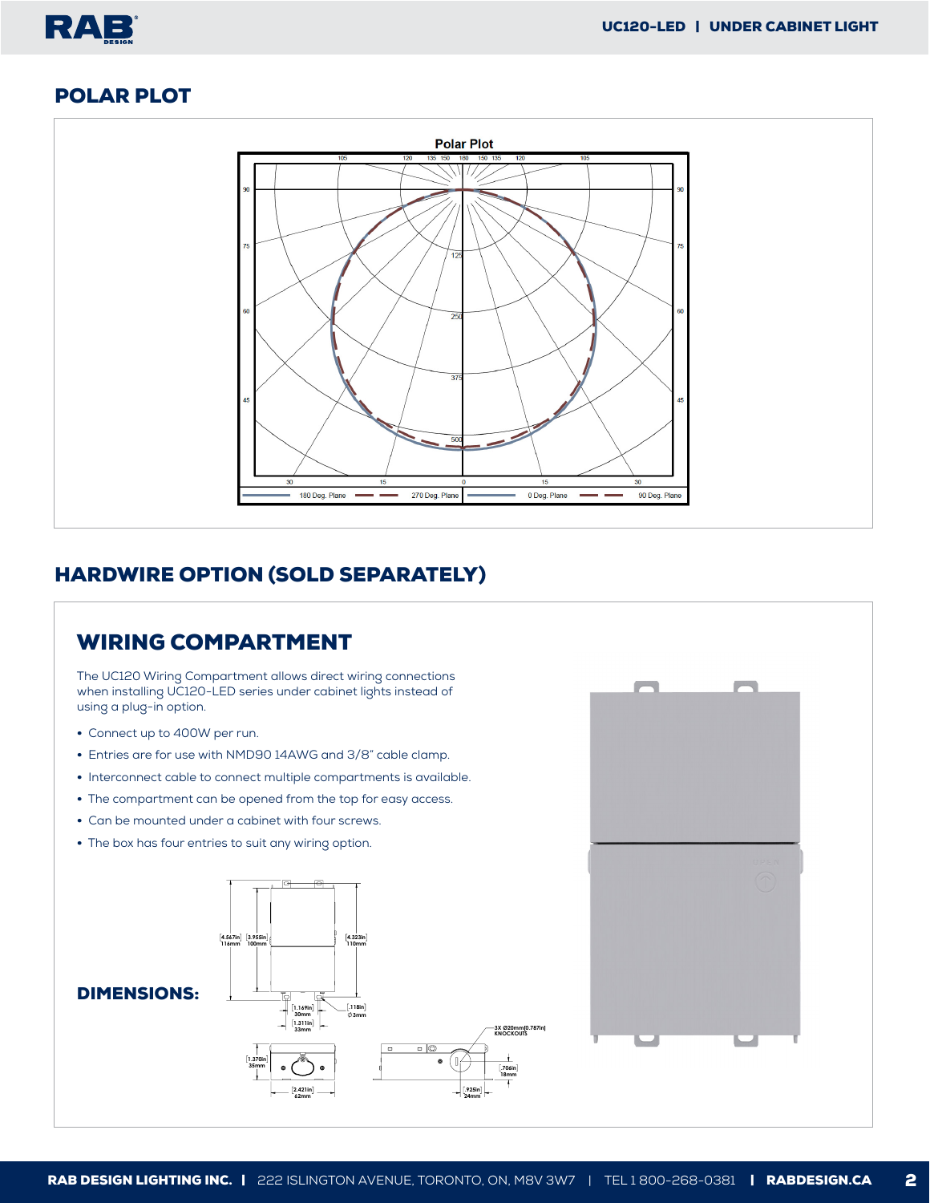## POLAR PLOT

## HARDWIRE OPTION (SOLD SEPARATELY)

### WIRING COMPARTMENT

The UC120 Wiring Compartment allows direct wiring connections when installing UC120-LED series under cabinet lights instead of using a plug-in option.

- Connect up to 400W per run.
- Entries are for use with NMD90 14AWG and 3/8" cable clamp.
- Interconnect cable to connect multiple compartments is available.
- The compartment can be opened from the top for easy access.
- Can be mounted under a cabinet with four screws.
- The box has four entries to suit any wiring option.

### DIMENSIONS: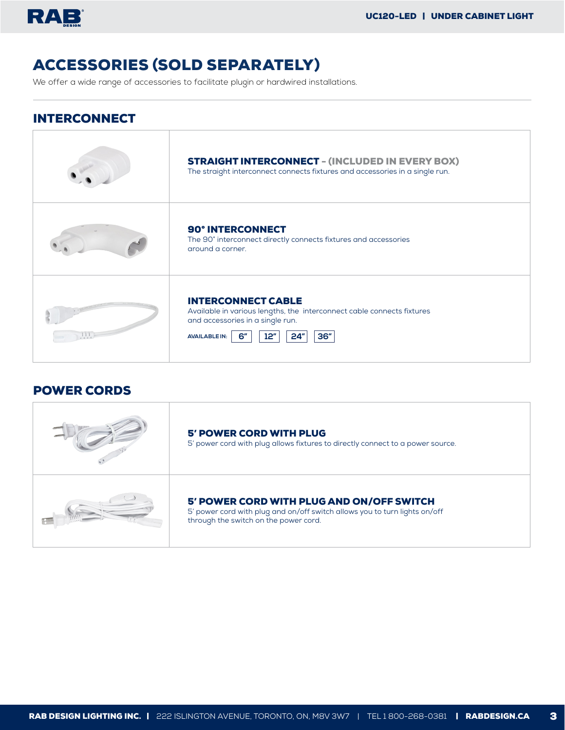# ACCESSORIES (SOLD SEPARATELY)

We offer a wide range of accessories to facilitate plugin or hardwired installations.

## INTERCONNECT

### STRAIGHT INTERCONNECT – (INCLUDED IN EVERY BOX)

The straight interconnect connects fixtures and accessories in a single run.

### 90° INTERCONNECT

The 90° interconnect directly connects fixtures and accessories around a corner.

### INTERCONNECT CABLE

Available in various lengths, the interconnect cable connects fixtures and accessories in a single run.

**AVAILABLE IN:** 6" | 12" | 24" | 36"

## POWER CORDS

### 5' POWER CORD WITH PLUG

5' power cord with plug allows fixtures to directly connect to a power source.

### 5' POWER CORD WITH PLUG AND ON/OFF SWITCH

5' power cord with plug and on/off switch allows you to turn lights on/off through the switch on the power cord.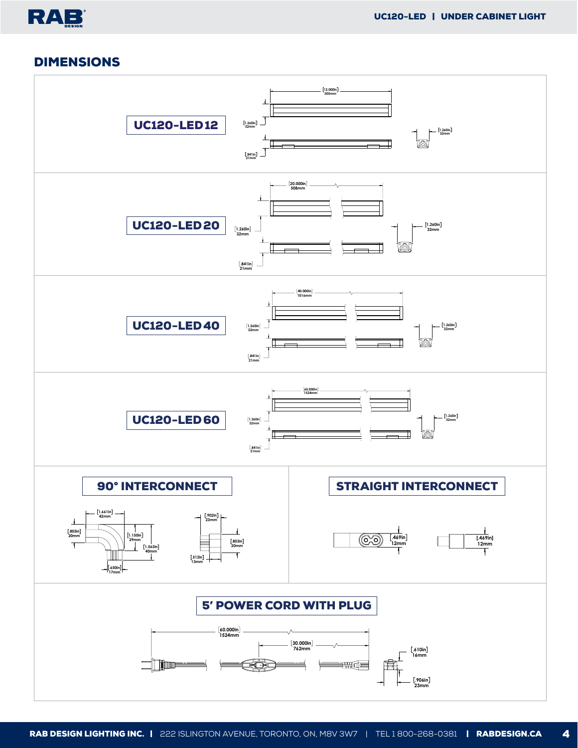## DIMENSIONS

### UC120-LED12

[12.000in] 305mm

[1.260in] 32mm

[.841in] 21mm

[1.260in] 32mm

### UC120-LED20

[20.000in] 508mm

[1.260in] 32mm

[.841in] 21mm

[1.260in] 32mm

### UC120-LED40

[40.000in] 1016mm

[1.260in] 32mm

[.841in] 21mm

[1.260in] 32mm

### UC120-LED60

[60.000in] 1524mm

[1.260in] 32mm

[.841in] 21mm

[1.260in] 32mm

### 90° INTERCONNECT

[1.661in] 42mm

[.803in] 20mm

[1.150in] 29mm

[1.563in] 40mm

[.650in] 17mm

[.902in] 23mm

[.803in] 20mm

[.512in] 13mm

### STRAIGHT INTERCONNECT

[.469in] 12mm

[.469in] 12mm

### 5' POWER CORD WITH PLUG

[60.000in] 1524mm

[30.000in] 762mm

[.610in] 16mm

[.906in] 23mm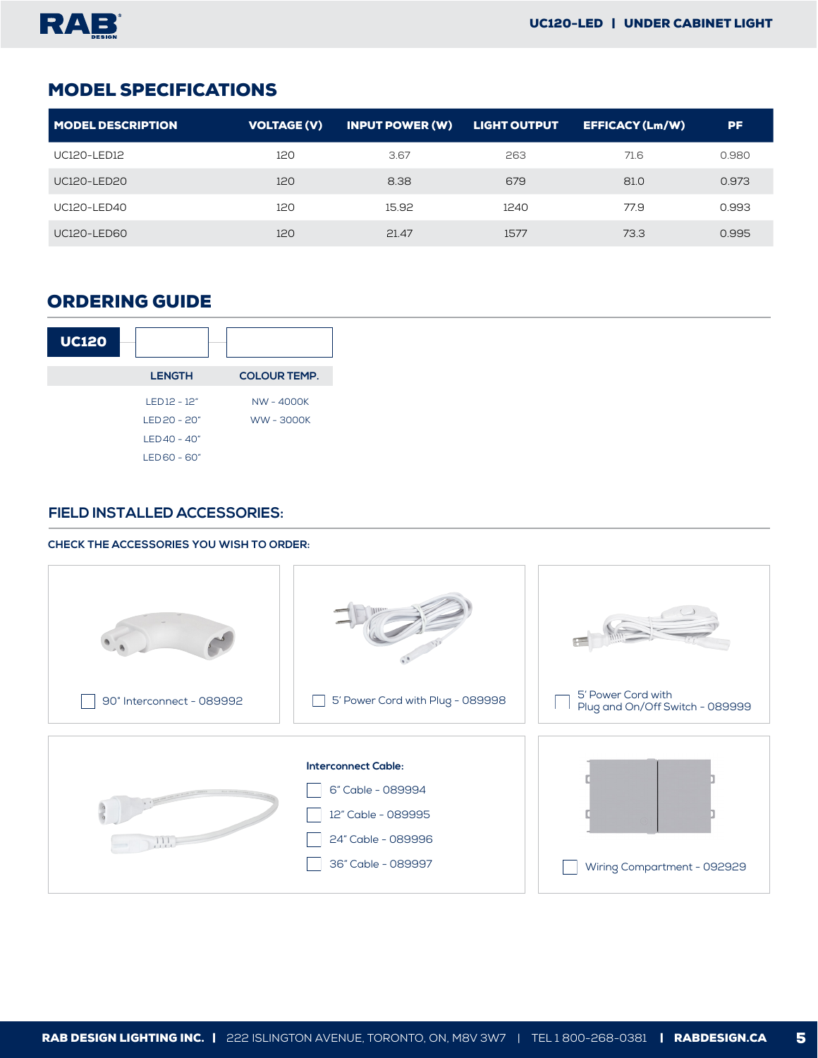## MODEL SPECIFICATIONS

| MODEL DESCRIPTION | VOLTAGE (V) | INPUT POWER (W) | LIGHT OUTPUT | EFFICACY (Lm/W) | PF |
|---|---|---|---|---|---|
| UC120-LED12 | 120 | 3.67 | 263 | 71.6 | 0.980 |
| UC120-LED20 | 120 | 8.38 | 679 | 81.0 | 0.973 |
| UC120-LED40 | 120 | 15.92 | 1240 | 77.9 | 0.993 |
| UC120-LED60 | 120 | 21.47 | 1577 | 73.3 | 0.995 |

## ORDERING GUIDE

**UC120**

| LENGTH | COLOUR TEMP. |
|---|---|
| LED12 - 12" | NW - 4000K |
| LED20 - 20" | WW - 3000K |
| LED40 - 40" | |
| LED60 - 60" | |

### FIELD INSTALLED ACCESSORIES:

**CHECK THE ACCESSORIES YOU WISH TO ORDER:**

- ☐ 90° Interconnect - 089992
- ☐ 5' Power Cord with Plug - 089998
- ☐ 5' Power Cord with Plug and On/Off Switch - 089999

**Interconnect Cable:**

- ☐ 6" Cable - 089994
- ☐ 12" Cable - 089995
- ☐ 24" Cable - 089996
- ☐ 36" Cable - 089997

- ☐ Wiring Compartment - 092929